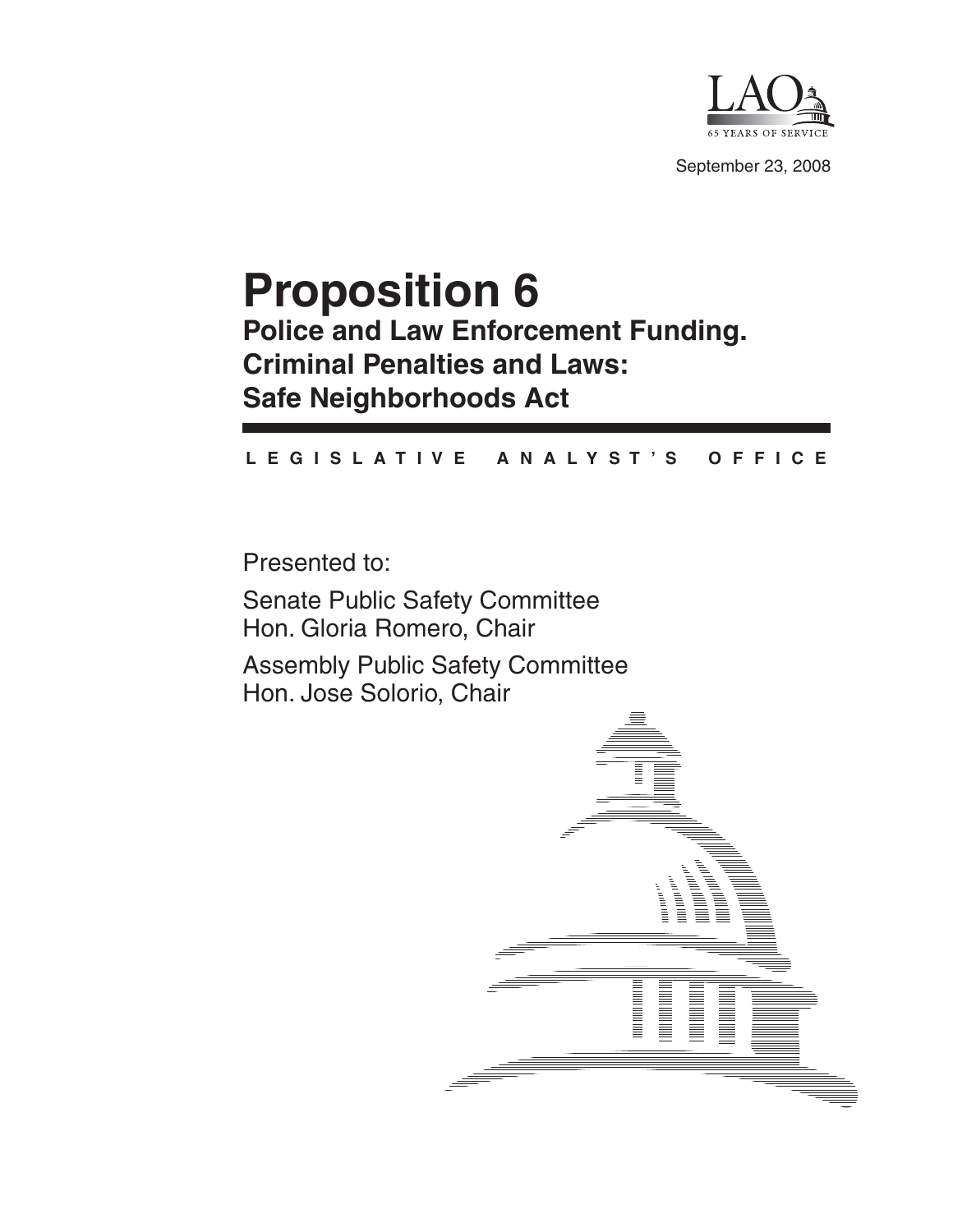LAO

65 YEARS OF SERVICE

September 23, 2008

# Proposition 6

## Police and Law Enforcement Funding. Criminal Penalties and Laws: Safe Neighborhoods Act

LEGISLATIVE ANALYST'S OFFICE

Presented to:

Senate Public Safety Committee
Hon. Gloria Romero, Chair

Assembly Public Safety Committee
Hon. Jose Solorio, Chair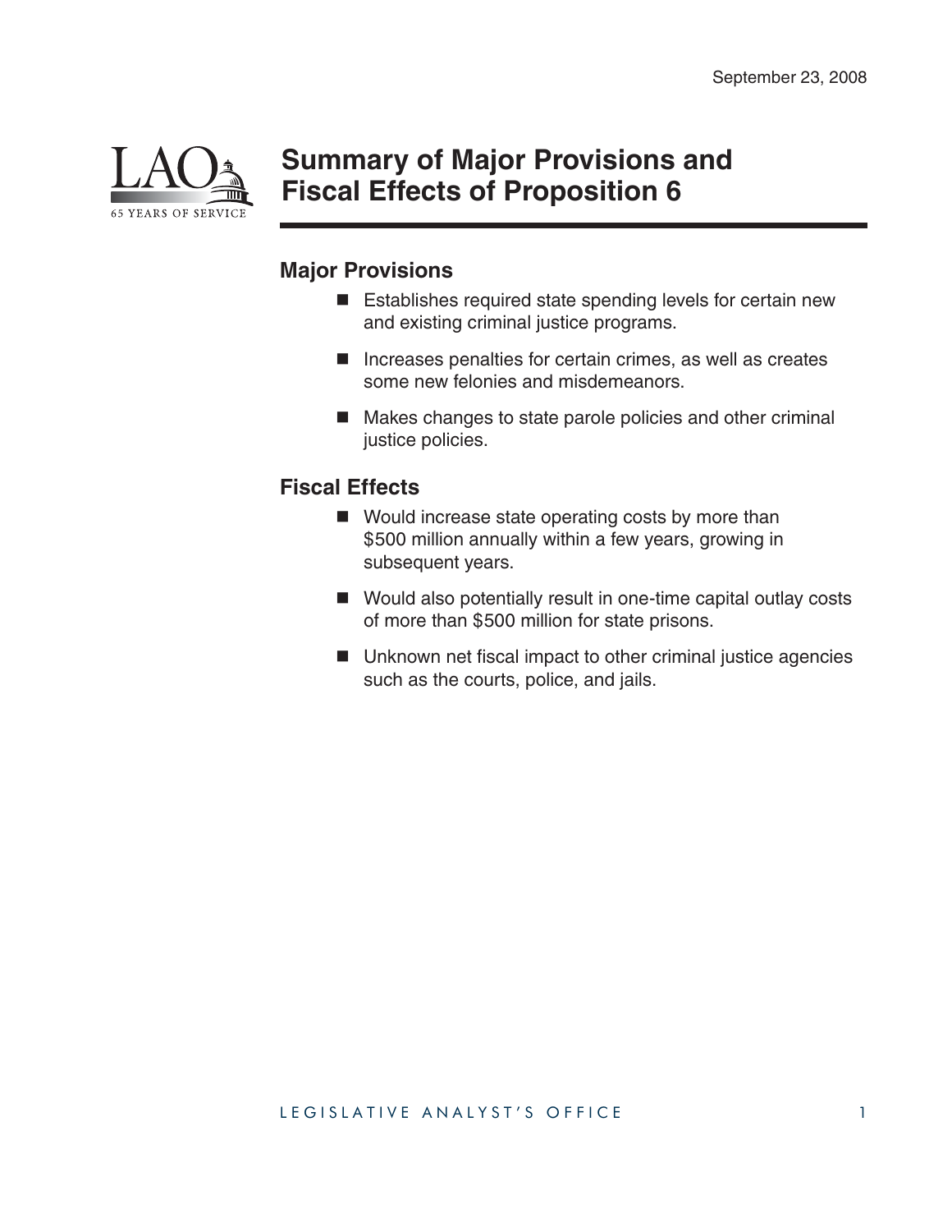September 23, 2008

# Summary of Major Provisions and Fiscal Effects of Proposition 6

## Major Provisions

- Establishes required state spending levels for certain new and existing criminal justice programs.
- Increases penalties for certain crimes, as well as creates some new felonies and misdemeanors.
- Makes changes to state parole policies and other criminal justice policies.

## Fiscal Effects

- Would increase state operating costs by more than $500 million annually within a few years, growing in subsequent years.
- Would also potentially result in one-time capital outlay costs of more than $500 million for state prisons.
- Unknown net fiscal impact to other criminal justice agencies such as the courts, police, and jails.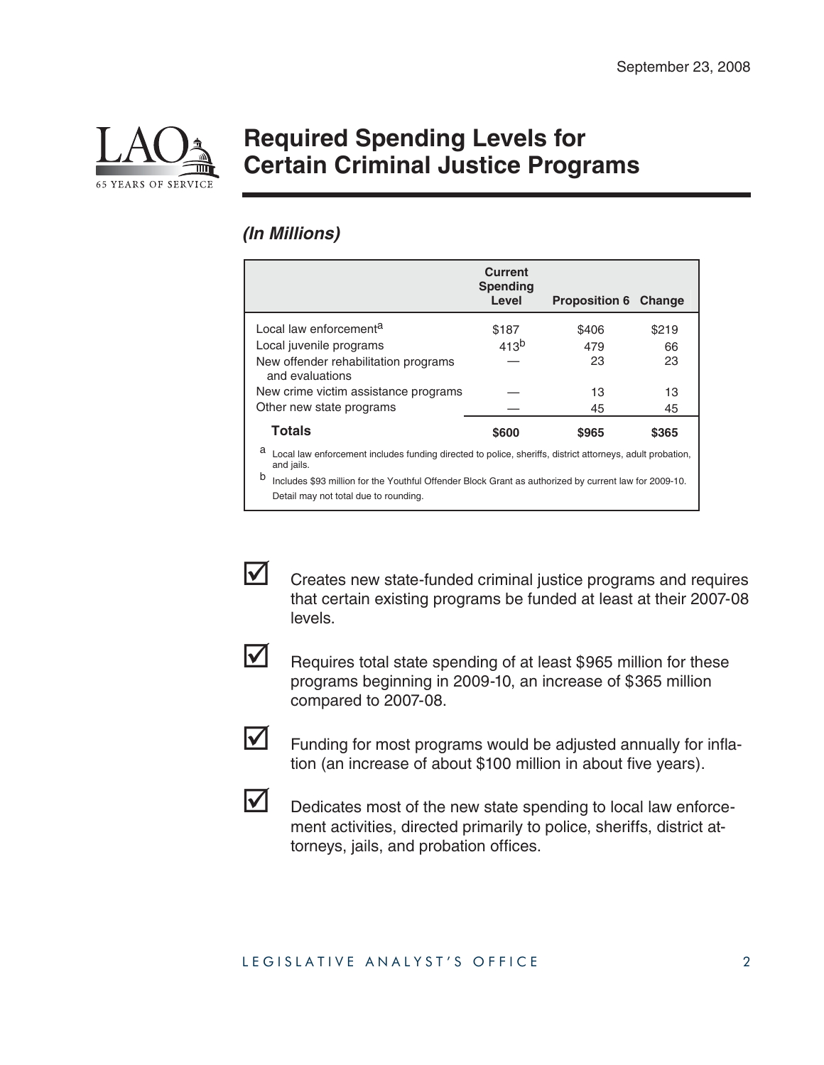September 23, 2008

# Required Spending Levels for Certain Criminal Justice Programs

***(In Millions)***

| | Current Spending Level | Proposition 6 | Change |
|---|---|---|---|
| Local law enforcement[a] | $187 | $406 | $219 |
| Local juvenile programs | 413[b] | 479 | 66 |
| New offender rehabilitation programs and evaluations | — | 23 | 23 |
| New crime victim assistance programs | — | 13 | 13 |
| Other new state programs | — | 45 | 45 |
| **Totals** | **$600** | **$965** | **$365** |

[a] Local law enforcement includes funding directed to police, sheriffs, district attorneys, adult probation, and jails.

[b] Includes $93 million for the Youthful Offender Block Grant as authorized by current law for 2009-10.

Detail may not total due to rounding.

- ☑ Creates new state-funded criminal justice programs and requires that certain existing programs be funded at least at their 2007-08 levels.
- ☑ Requires total state spending of at least $965 million for these programs beginning in 2009-10, an increase of $365 million compared to 2007-08.
- ☑ Funding for most programs would be adjusted annually for inflation (an increase of about $100 million in about five years).
- ☑ Dedicates most of the new state spending to local law enforcement activities, directed primarily to police, sheriffs, district attorneys, jails, and probation offices.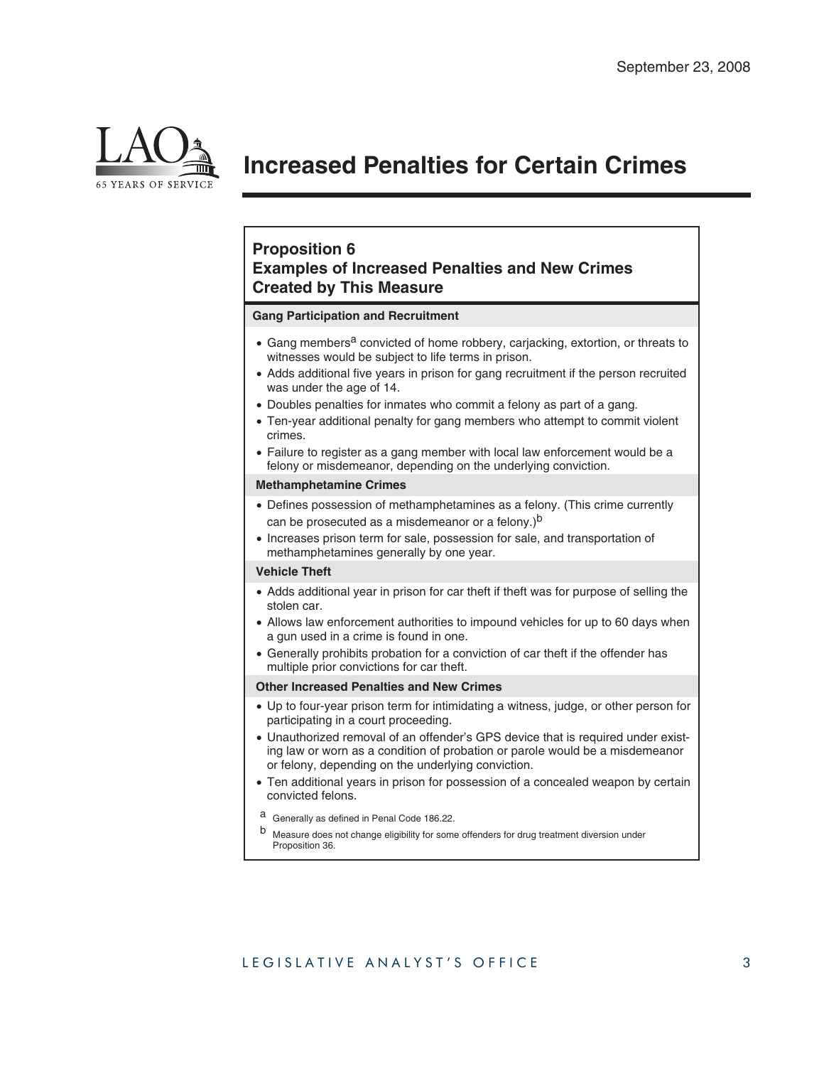# Increased Penalties for Certain Crimes

## Proposition 6
## Examples of Increased Penalties and New Crimes Created by This Measure

**Gang Participation and Recruitment**

- Gang members[a] convicted of home robbery, carjacking, extortion, or threats to witnesses would be subject to life terms in prison.
- Adds additional five years in prison for gang recruitment if the person recruited was under the age of 14.
- Doubles penalties for inmates who commit a felony as part of a gang.
- Ten-year additional penalty for gang members who attempt to commit violent crimes.
- Failure to register as a gang member with local law enforcement would be a felony or misdemeanor, depending on the underlying conviction.

**Methamphetamine Crimes**

- Defines possession of methamphetamines as a felony. (This crime currently can be prosecuted as a misdemeanor or a felony.)[b]
- Increases prison term for sale, possession for sale, and transportation of methamphetamines generally by one year.

**Vehicle Theft**

- Adds additional year in prison for car theft if theft was for purpose of selling the stolen car.
- Allows law enforcement authorities to impound vehicles for up to 60 days when a gun used in a crime is found in one.
- Generally prohibits probation for a conviction of car theft if the offender has multiple prior convictions for car theft.

**Other Increased Penalties and New Crimes**

- Up to four-year prison term for intimidating a witness, judge, or other person for participating in a court proceeding.
- Unauthorized removal of an offender's GPS device that is required under existing law or worn as a condition of probation or parole would be a misdemeanor or felony, depending on the underlying conviction.
- Ten additional years in prison for possession of a concealed weapon by certain convicted felons.

[a] Generally as defined in Penal Code 186.22.

[b] Measure does not change eligibility for some offenders for drug treatment diversion under Proposition 36.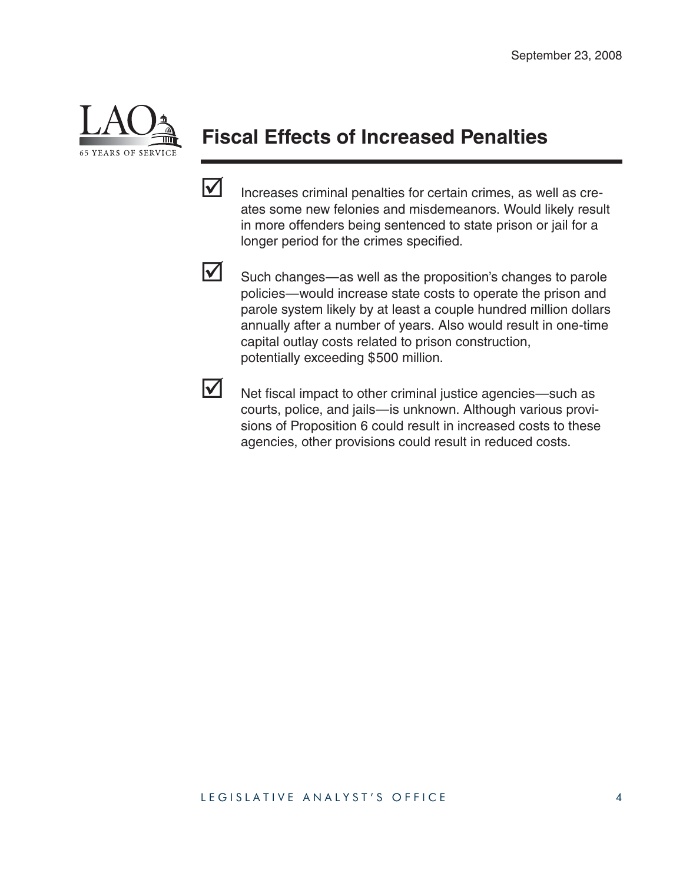September 23, 2008

## Fiscal Effects of Increased Penalties

- Increases criminal penalties for certain crimes, as well as creates some new felonies and misdemeanors. Would likely result in more offenders being sentenced to state prison or jail for a longer period for the crimes specified.

- Such changes—as well as the proposition's changes to parole policies—would increase state costs to operate the prison and parole system likely by at least a couple hundred million dollars annually after a number of years. Also would result in one-time capital outlay costs related to prison construction, potentially exceeding $500 million.

- Net fiscal impact to other criminal justice agencies—such as courts, police, and jails—is unknown. Although various provisions of Proposition 6 could result in increased costs to these agencies, other provisions could result in reduced costs.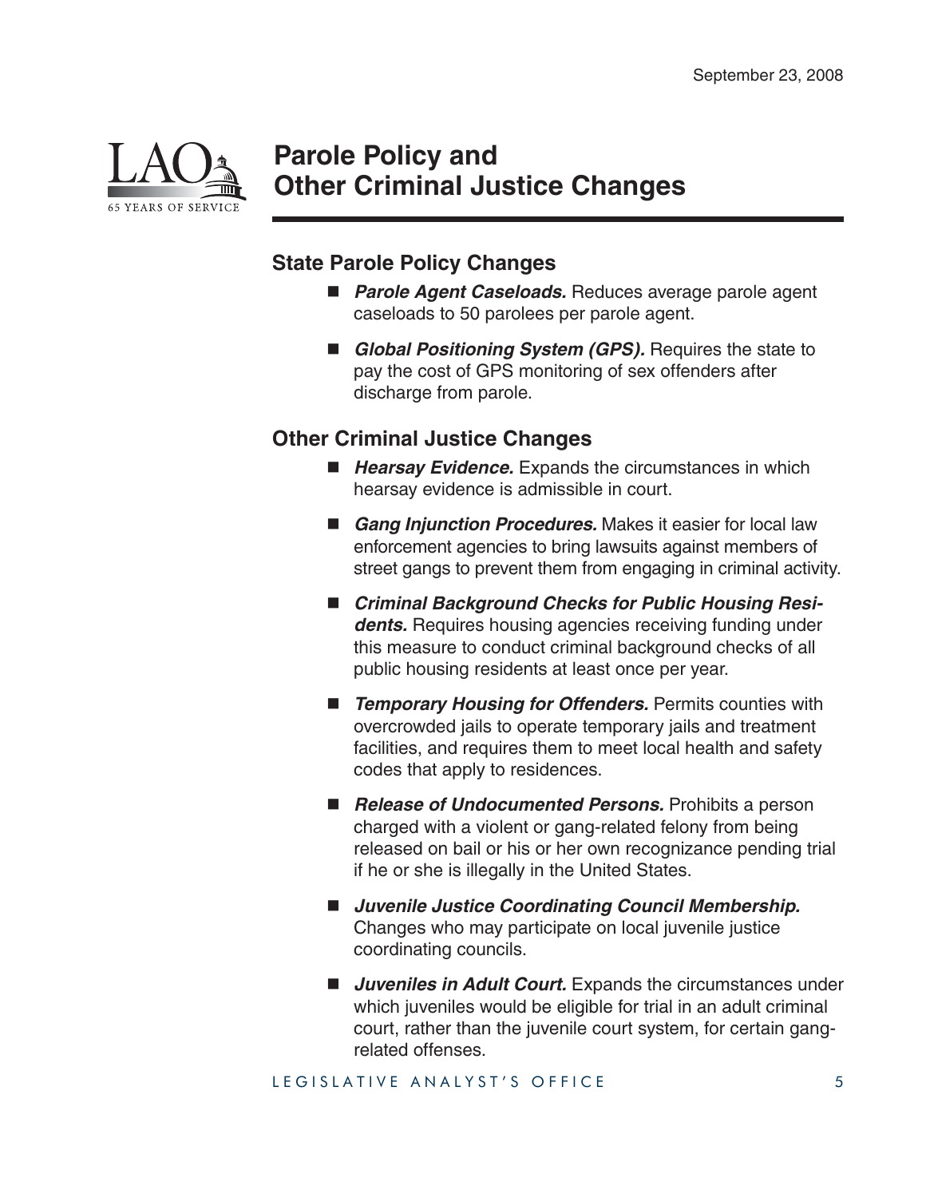# Parole Policy and Other Criminal Justice Changes

## State Parole Policy Changes

- ***Parole Agent Caseloads.*** Reduces average parole agent caseloads to 50 parolees per parole agent.
- ***Global Positioning System (GPS).*** Requires the state to pay the cost of GPS monitoring of sex offenders after discharge from parole.

## Other Criminal Justice Changes

- ***Hearsay Evidence.*** Expands the circumstances in which hearsay evidence is admissible in court.
- ***Gang Injunction Procedures.*** Makes it easier for local law enforcement agencies to bring lawsuits against members of street gangs to prevent them from engaging in criminal activity.
- ***Criminal Background Checks for Public Housing Residents.*** Requires housing agencies receiving funding under this measure to conduct criminal background checks of all public housing residents at least once per year.
- ***Temporary Housing for Offenders.*** Permits counties with overcrowded jails to operate temporary jails and treatment facilities, and requires them to meet local health and safety codes that apply to residences.
- ***Release of Undocumented Persons.*** Prohibits a person charged with a violent or gang-related felony from being released on bail or his or her own recognizance pending trial if he or she is illegally in the United States.
- ***Juvenile Justice Coordinating Council Membership.*** Changes who may participate on local juvenile justice coordinating councils.
- ***Juveniles in Adult Court.*** Expands the circumstances under which juveniles would be eligible for trial in an adult criminal court, rather than the juvenile court system, for certain gang-related offenses.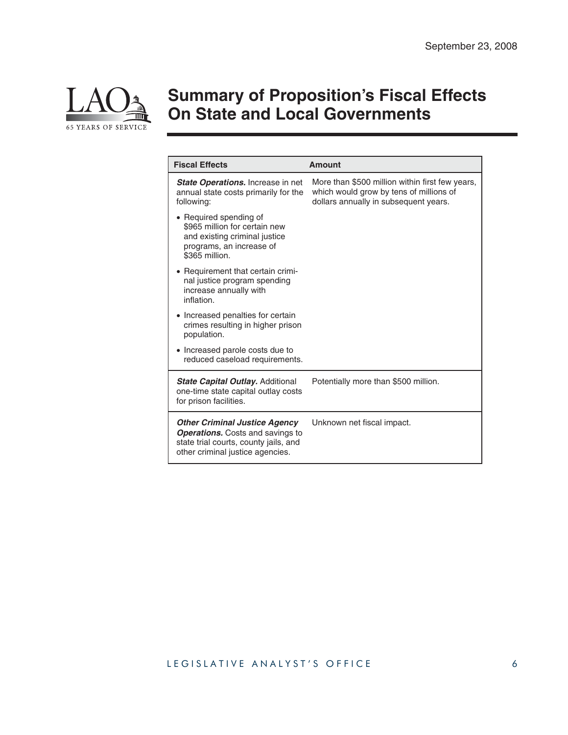September 23, 2008

# Summary of Proposition's Fiscal Effects On State and Local Governments

| Fiscal Effects | Amount |
|---|---|
| ***State Operations.*** Increase in net annual state costs primarily for the following:<br>• Required spending of $965 million for certain new and existing criminal justice programs, an increase of $365 million.<br>• Requirement that certain criminal justice program spending increase annually with inflation.<br>• Increased penalties for certain crimes resulting in higher prison population.<br>• Increased parole costs due to reduced caseload requirements. | More than $500 million within first few years, which would grow by tens of millions of dollars annually in subsequent years. |
| ***State Capital Outlay.*** Additional one-time state capital outlay costs for prison facilities. | Potentially more than $500 million. |
| ***Other Criminal Justice Agency Operations.*** Costs and savings to state trial courts, county jails, and other criminal justice agencies. | Unknown net fiscal impact. |